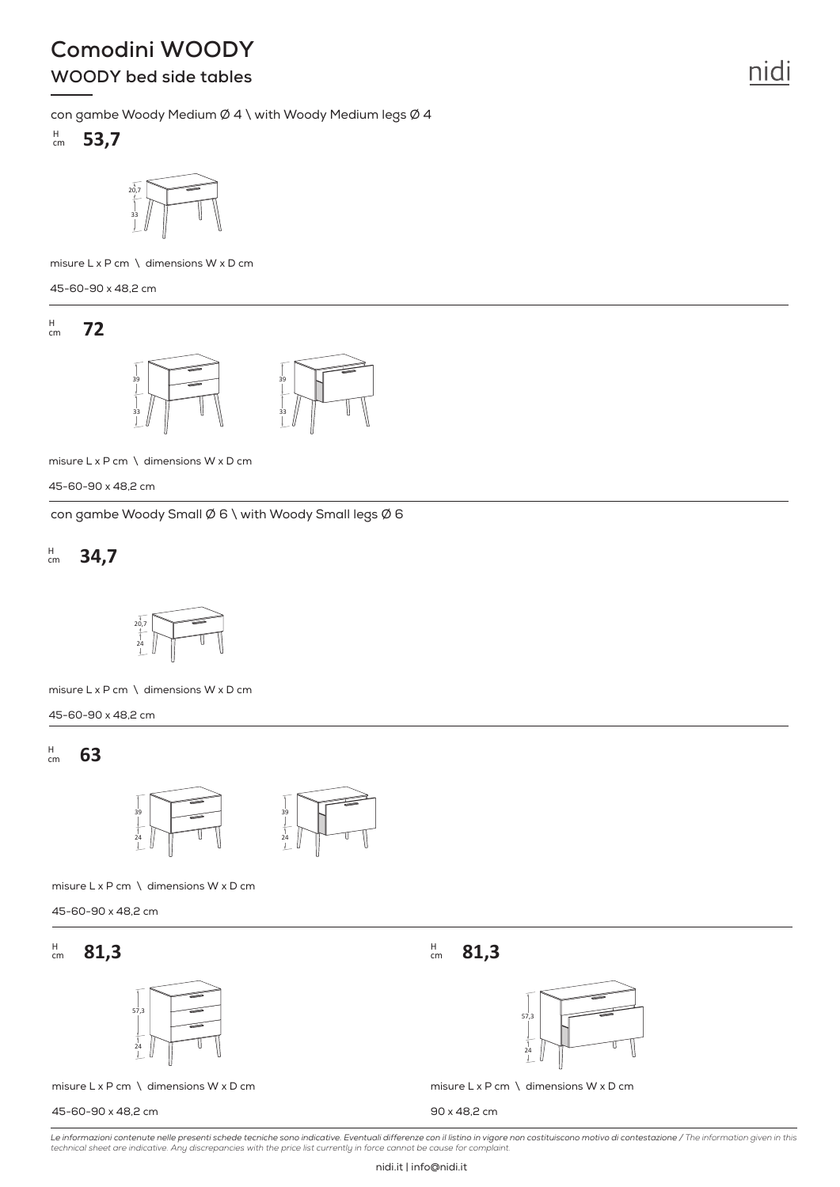# Comodini WOODY

## WOODY bed side tables

con gambe Woody Medium Ø 4 \ with Woody Medium legs Ø 4

H cm **53,7**

20,7
33

misure L x P cm \ dimensions W x D cm

45-60-90 x 48,2 cm

H cm **72**

39
33

39
33

misure L x P cm \ dimensions W x D cm

45-60-90 x 48,2 cm

con gambe Woody Small Ø 6 \ with Woody Small legs Ø 6

H cm **34,7**

20,7
24

misure L x P cm \ dimensions W x D cm

45-60-90 x 48,2 cm

H cm **63**

39
24

39
24

misure L x P cm \ dimensions W x D cm

45-60-90 x 48,2 cm

H cm **81,3**

57,3
24

misure L x P cm \ dimensions W x D cm

45-60-90 x 48,2 cm

H cm **81,3**

57,3
24

misure L x P cm \ dimensions W x D cm

90 x 48,2 cm

*Le informazioni contenute nelle presenti schede tecniche sono indicative. Eventuali differenze con il listino in vigore non costituiscono motivo di contestazione / The information given in this technical sheet are indicative. Any discrepancies with the price list currently in force cannot be cause for complaint.*

nidi.it | info@nidi.it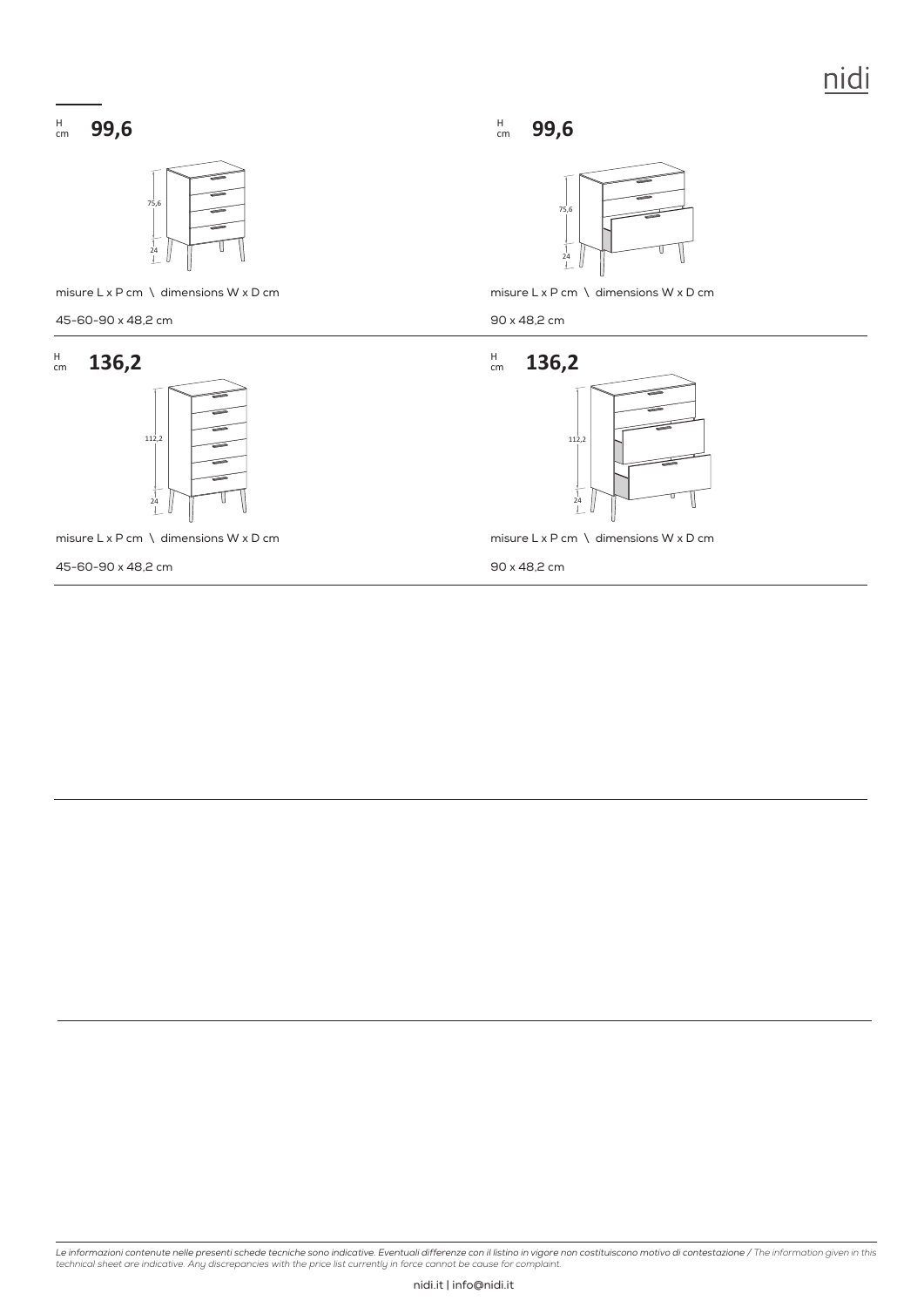H cm **99,6**

75,6

24

misure L x P cm \ dimensions W x D cm

45-60-90 x 48,2 cm

H cm **99,6**

75,6

24

misure L x P cm \ dimensions W x D cm

90 x 48,2 cm

H cm **136,2**

112,2

24

misure L x P cm \ dimensions W x D cm

45-60-90 x 48,2 cm

H cm **136,2**

112,2

24

misure L x P cm \ dimensions W x D cm

90 x 48,2 cm

*Le informazioni contenute nelle presenti schede tecniche sono indicative. Eventuali differenze con il listino in vigore non costituiscono motivo di contestazione / The information given in this technical sheet are indicative. Any discrepancies with the price list currently in force cannot be cause for complaint.*

nidi.it | info@nidi.it